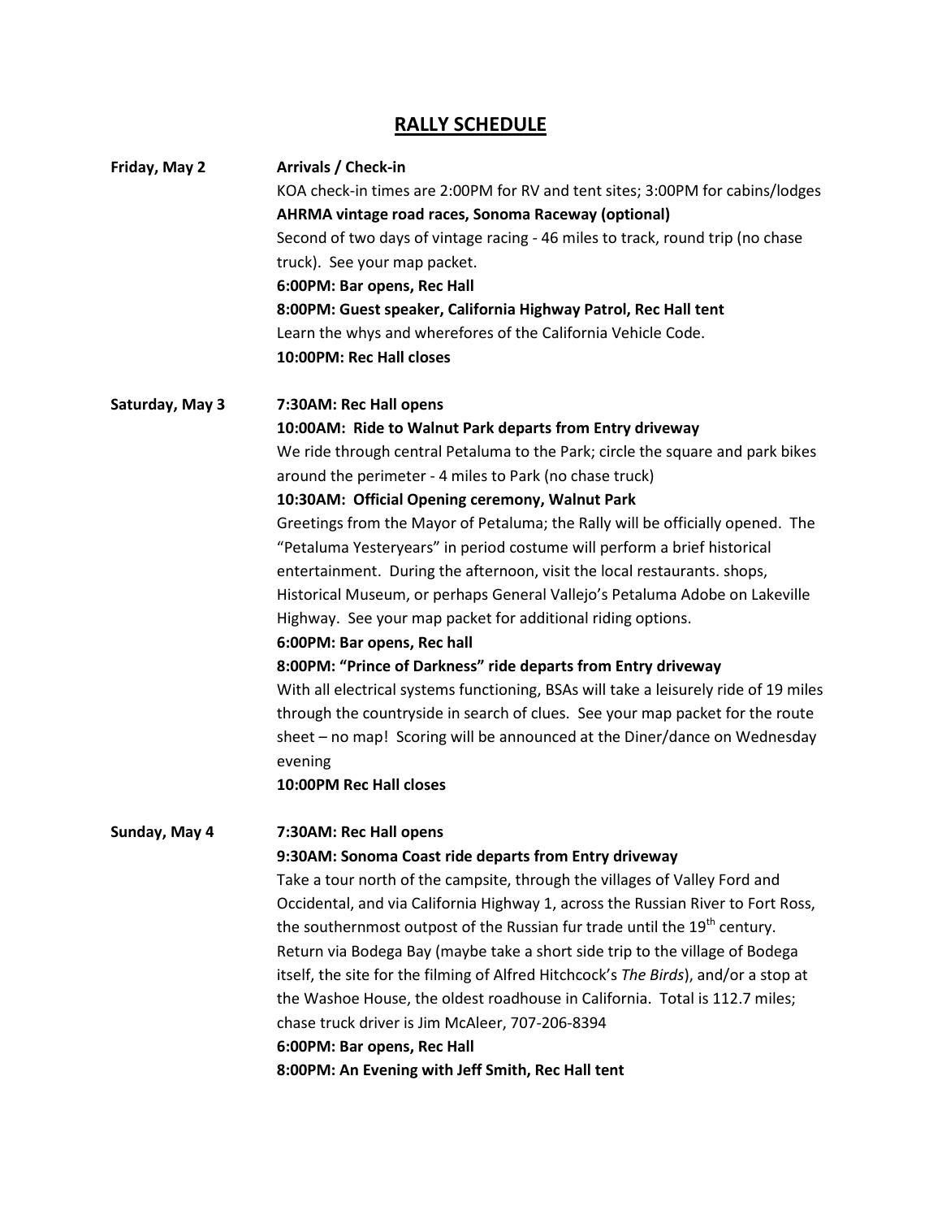## RALLY SCHEDULE

**Friday, May 2**

**Arrivals / Check-in**

KOA check-in times are 2:00PM for RV and tent sites; 3:00PM for cabins/lodges

**AHRMA vintage road races, Sonoma Raceway (optional)**

Second of two days of vintage racing - 46 miles to track, round trip (no chase truck). See your map packet.

**6:00PM: Bar opens, Rec Hall**

**8:00PM: Guest speaker, California Highway Patrol, Rec Hall tent**

Learn the whys and wherefores of the California Vehicle Code.

**10:00PM: Rec Hall closes**

**Saturday, May 3**

**7:30AM: Rec Hall opens**

**10:00AM: Ride to Walnut Park departs from Entry driveway**

We ride through central Petaluma to the Park; circle the square and park bikes around the perimeter - 4 miles to Park (no chase truck)

**10:30AM: Official Opening ceremony, Walnut Park**

Greetings from the Mayor of Petaluma; the Rally will be officially opened. The "Petaluma Yesteryears" in period costume will perform a brief historical entertainment. During the afternoon, visit the local restaurants. shops, Historical Museum, or perhaps General Vallejo's Petaluma Adobe on Lakeville Highway. See your map packet for additional riding options.

**6:00PM: Bar opens, Rec hall**

**8:00PM: "Prince of Darkness" ride departs from Entry driveway**

With all electrical systems functioning, BSAs will take a leisurely ride of 19 miles through the countryside in search of clues. See your map packet for the route sheet – no map! Scoring will be announced at the Diner/dance on Wednesday evening

**10:00PM Rec Hall closes**

**Sunday, May 4**

**7:30AM: Rec Hall opens**

**9:30AM: Sonoma Coast ride departs from Entry driveway**

Take a tour north of the campsite, through the villages of Valley Ford and Occidental, and via California Highway 1, across the Russian River to Fort Ross, the southernmost outpost of the Russian fur trade until the 19th century. Return via Bodega Bay (maybe take a short side trip to the village of Bodega itself, the site for the filming of Alfred Hitchcock's *The Birds*), and/or a stop at the Washoe House, the oldest roadhouse in California. Total is 112.7 miles; chase truck driver is Jim McAleer, 707-206-8394

**6:00PM: Bar opens, Rec Hall**

**8:00PM: An Evening with Jeff Smith, Rec Hall tent**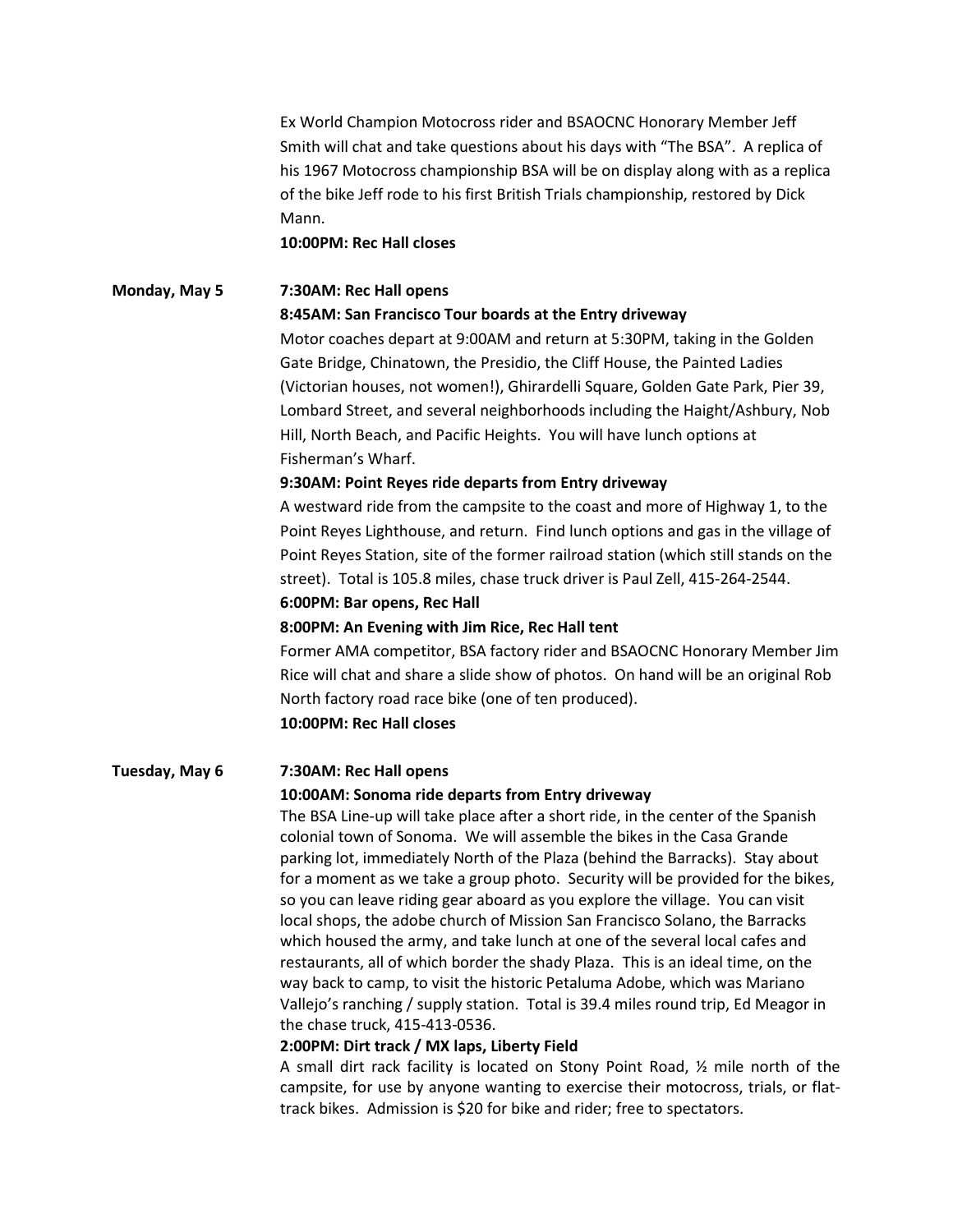Ex World Champion Motocross rider and BSAOCNC Honorary Member Jeff Smith will chat and take questions about his days with "The BSA". A replica of his 1967 Motocross championship BSA will be on display along with as a replica of the bike Jeff rode to his first British Trials championship, restored by Dick Mann.

**10:00PM: Rec Hall closes**

**Monday, May 5**

**7:30AM: Rec Hall opens**

**8:45AM: San Francisco Tour boards at the Entry driveway**

Motor coaches depart at 9:00AM and return at 5:30PM, taking in the Golden Gate Bridge, Chinatown, the Presidio, the Cliff House, the Painted Ladies (Victorian houses, not women!), Ghirardelli Square, Golden Gate Park, Pier 39, Lombard Street, and several neighborhoods including the Haight/Ashbury, Nob Hill, North Beach, and Pacific Heights. You will have lunch options at Fisherman's Wharf.

**9:30AM: Point Reyes ride departs from Entry driveway**

A westward ride from the campsite to the coast and more of Highway 1, to the Point Reyes Lighthouse, and return. Find lunch options and gas in the village of Point Reyes Station, site of the former railroad station (which still stands on the street). Total is 105.8 miles, chase truck driver is Paul Zell, 415-264-2544.

**6:00PM: Bar opens, Rec Hall**

**8:00PM: An Evening with Jim Rice, Rec Hall tent**

Former AMA competitor, BSA factory rider and BSAOCNC Honorary Member Jim Rice will chat and share a slide show of photos. On hand will be an original Rob North factory road race bike (one of ten produced).

**10:00PM: Rec Hall closes**

**Tuesday, May 6**

**7:30AM: Rec Hall opens**

**10:00AM: Sonoma ride departs from Entry driveway**

The BSA Line-up will take place after a short ride, in the center of the Spanish colonial town of Sonoma. We will assemble the bikes in the Casa Grande parking lot, immediately North of the Plaza (behind the Barracks). Stay about for a moment as we take a group photo. Security will be provided for the bikes, so you can leave riding gear aboard as you explore the village. You can visit local shops, the adobe church of Mission San Francisco Solano, the Barracks which housed the army, and take lunch at one of the several local cafes and restaurants, all of which border the shady Plaza. This is an ideal time, on the way back to camp, to visit the historic Petaluma Adobe, which was Mariano Vallejo's ranching / supply station. Total is 39.4 miles round trip, Ed Meagor in the chase truck, 415-413-0536.

**2:00PM: Dirt track / MX laps, Liberty Field**

A small dirt rack facility is located on Stony Point Road, ½ mile north of the campsite, for use by anyone wanting to exercise their motocross, trials, or flat-track bikes. Admission is $20 for bike and rider; free to spectators.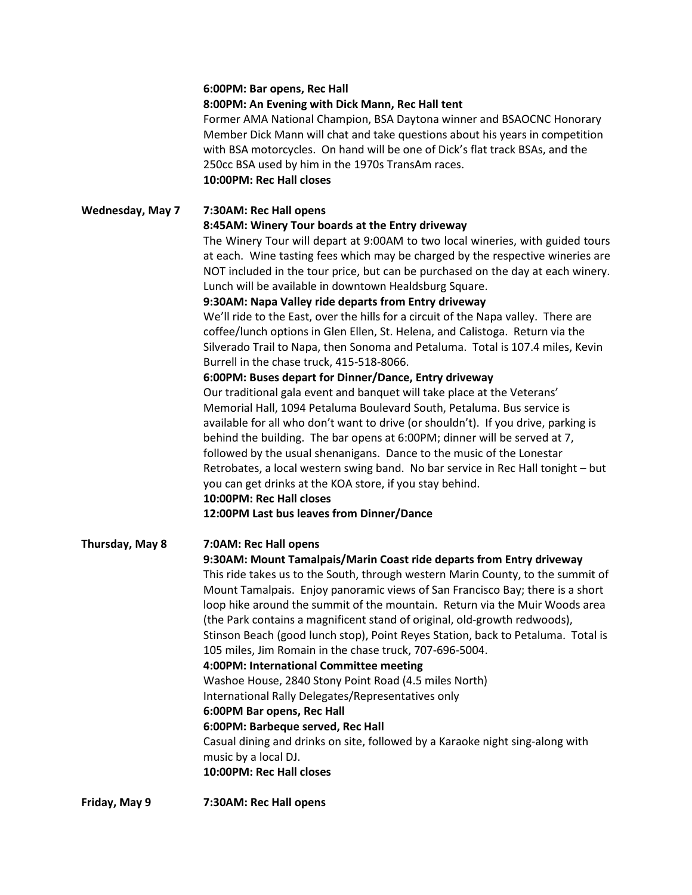**6:00PM: Bar opens, Rec Hall**

**8:00PM: An Evening with Dick Mann, Rec Hall tent**

Former AMA National Champion, BSA Daytona winner and BSAOCNC Honorary Member Dick Mann will chat and take questions about his years in competition with BSA motorcycles. On hand will be one of Dick's flat track BSAs, and the 250cc BSA used by him in the 1970s TransAm races.

**10:00PM: Rec Hall closes**

**Wednesday, May 7**

**7:30AM: Rec Hall opens**

**8:45AM: Winery Tour boards at the Entry driveway**

The Winery Tour will depart at 9:00AM to two local wineries, with guided tours at each. Wine tasting fees which may be charged by the respective wineries are NOT included in the tour price, but can be purchased on the day at each winery. Lunch will be available in downtown Healdsburg Square.

**9:30AM: Napa Valley ride departs from Entry driveway**

We'll ride to the East, over the hills for a circuit of the Napa valley. There are coffee/lunch options in Glen Ellen, St. Helena, and Calistoga. Return via the Silverado Trail to Napa, then Sonoma and Petaluma. Total is 107.4 miles, Kevin Burrell in the chase truck, 415-518-8066.

**6:00PM: Buses depart for Dinner/Dance, Entry driveway**

Our traditional gala event and banquet will take place at the Veterans' Memorial Hall, 1094 Petaluma Boulevard South, Petaluma. Bus service is available for all who don't want to drive (or shouldn't). If you drive, parking is behind the building. The bar opens at 6:00PM; dinner will be served at 7, followed by the usual shenanigans. Dance to the music of the Lonestar Retrobates, a local western swing band. No bar service in Rec Hall tonight – but you can get drinks at the KOA store, if you stay behind.

**10:00PM: Rec Hall closes**

**12:00PM Last bus leaves from Dinner/Dance**

**Thursday, May 8**

**7:0AM: Rec Hall opens**

**9:30AM: Mount Tamalpais/Marin Coast ride departs from Entry driveway**

This ride takes us to the South, through western Marin County, to the summit of Mount Tamalpais. Enjoy panoramic views of San Francisco Bay; there is a short loop hike around the summit of the mountain. Return via the Muir Woods area (the Park contains a magnificent stand of original, old-growth redwoods), Stinson Beach (good lunch stop), Point Reyes Station, back to Petaluma. Total is 105 miles, Jim Romain in the chase truck, 707-696-5004.

**4:00PM: International Committee meeting**

Washoe House, 2840 Stony Point Road (4.5 miles North)
International Rally Delegates/Representatives only

**6:00PM Bar opens, Rec Hall**

**6:00PM: Barbeque served, Rec Hall**

Casual dining and drinks on site, followed by a Karaoke night sing-along with music by a local DJ.

**10:00PM: Rec Hall closes**

**Friday, May 9**

**7:30AM: Rec Hall opens**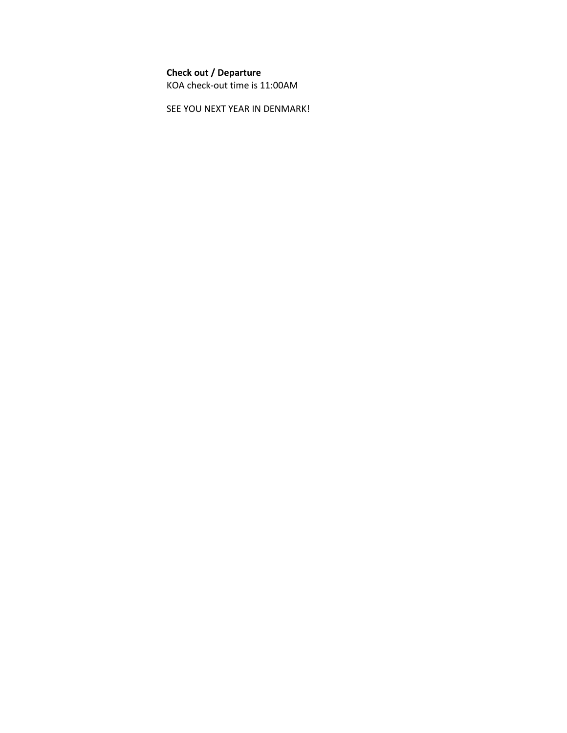**Check out / Departure**

KOA check-out time is 11:00AM

SEE YOU NEXT YEAR IN DENMARK!